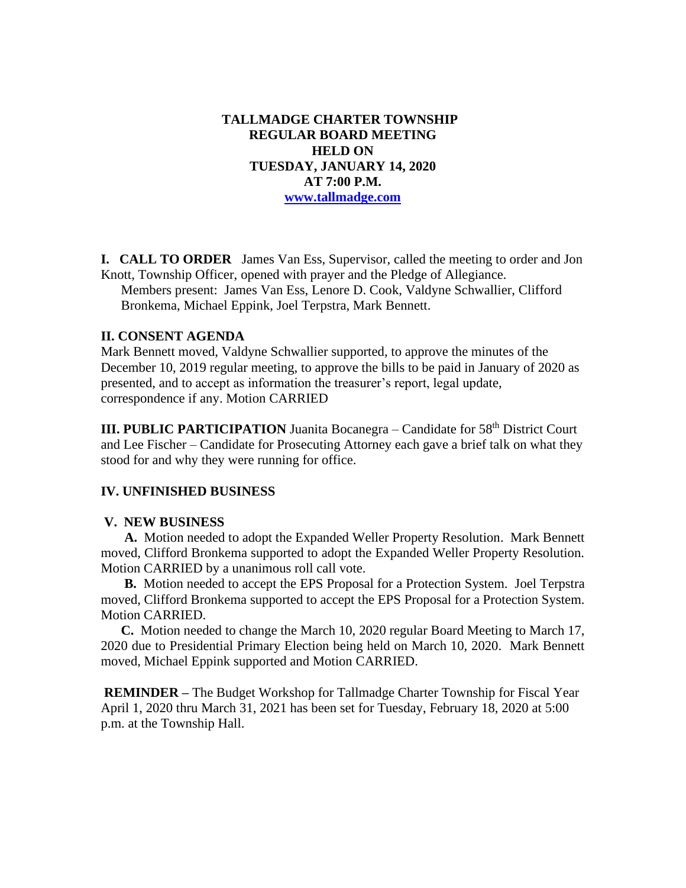# TALLMADGE CHARTER TOWNSHIP
## REGULAR BOARD MEETING
## HELD ON
## TUESDAY, JANUARY 14, 2020
## AT 7:00 P.M.
**www.tallmadge.com**

**I. CALL TO ORDER** James Van Ess, Supervisor, called the meeting to order and Jon Knott, Township Officer, opened with prayer and the Pledge of Allegiance.
Members present: James Van Ess, Lenore D. Cook, Valdyne Schwallier, Clifford Bronkema, Michael Eppink, Joel Terpstra, Mark Bennett.

**II. CONSENT AGENDA**
Mark Bennett moved, Valdyne Schwallier supported, to approve the minutes of the December 10, 2019 regular meeting, to approve the bills to be paid in January of 2020 as presented, and to accept as information the treasurer's report, legal update, correspondence if any. Motion CARRIED

**III. PUBLIC PARTICIPATION** Juanita Bocanegra – Candidate for 58th District Court and Lee Fischer – Candidate for Prosecuting Attorney each gave a brief talk on what they stood for and why they were running for office.

**IV. UNFINISHED BUSINESS**

**V. NEW BUSINESS**

**A.** Motion needed to adopt the Expanded Weller Property Resolution. Mark Bennett moved, Clifford Bronkema supported to adopt the Expanded Weller Property Resolution. Motion CARRIED by a unanimous roll call vote.

**B.** Motion needed to accept the EPS Proposal for a Protection System. Joel Terpstra moved, Clifford Bronkema supported to accept the EPS Proposal for a Protection System. Motion CARRIED.

**C.** Motion needed to change the March 10, 2020 regular Board Meeting to March 17, 2020 due to Presidential Primary Election being held on March 10, 2020. Mark Bennett moved, Michael Eppink supported and Motion CARRIED.

**REMINDER –** The Budget Workshop for Tallmadge Charter Township for Fiscal Year April 1, 2020 thru March 31, 2021 has been set for Tuesday, February 18, 2020 at 5:00 p.m. at the Township Hall.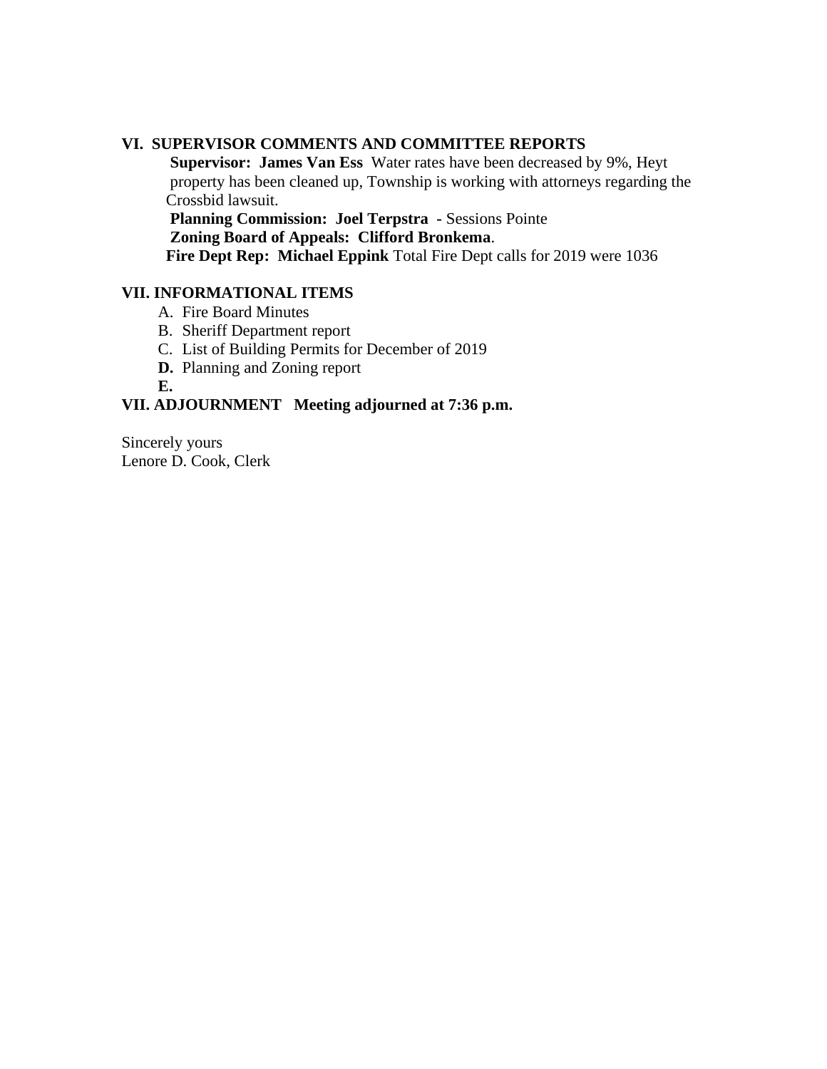### VI. SUPERVISOR COMMENTS AND COMMITTEE REPORTS

**Supervisor: James Van Ess** Water rates have been decreased by 9%, Heyt property has been cleaned up, Township is working with attorneys regarding the Crossbid lawsuit.

**Planning Commission: Joel Terpstra** - Sessions Pointe

**Zoning Board of Appeals: Clifford Bronkema**.

**Fire Dept Rep: Michael Eppink** Total Fire Dept calls for 2019 were 1036

### VII. INFORMATIONAL ITEMS

A. Fire Board Minutes
B. Sheriff Department report
C. List of Building Permits for December of 2019
**D.** Planning and Zoning report
**E.**

### VII. ADJOURNMENT Meeting adjourned at 7:36 p.m.

Sincerely yours
Lenore D. Cook, Clerk